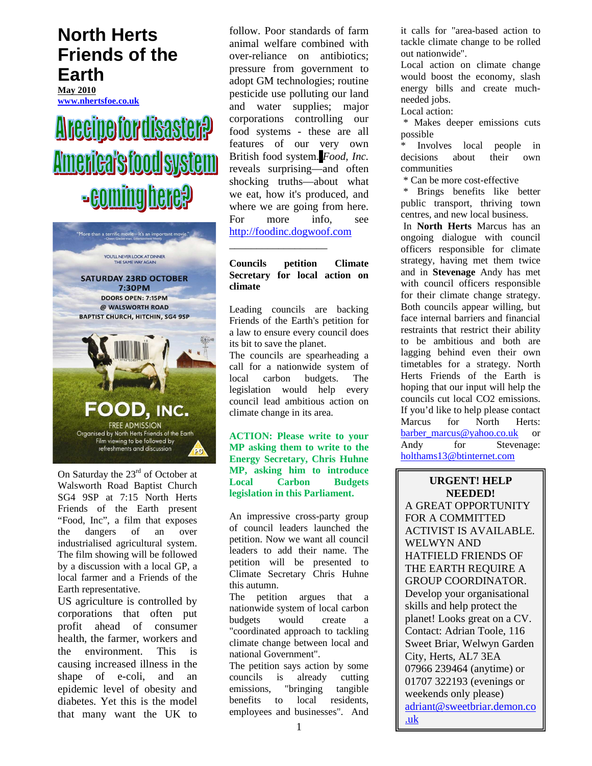# North Herts Friends of the Earth

**May 2010**

**www.nhertsfoe.co.uk**

## A recipe for disaster? America's food system - coming here?

"More than a terrific movie—it's an important movie." —Owen Gleiberman, Entertainment Weekly

YOU'LL NEVER LOOK AT DINNER THE SAME WAY AGAIN

SATURDAY 23RD OCTOBER 7:30PM

DOORS OPEN: 7:15PM

@ WALSWORTH ROAD BAPTIST CHURCH, HITCHIN, SG4 9SP

FOOD, INC.

FREE ADMISSION

Organised by North Herts Friends of the Earth

Film viewing to be followed by refreshments and discussion

On Saturday the 23rd of October at Walsworth Road Baptist Church SG4 9SP at 7:15 North Herts Friends of the Earth present "Food, Inc", a film that exposes the dangers of an over industrialised agricultural system. The film showing will be followed by a discussion with a local GP, a local farmer and a Friends of the Earth representative.

US agriculture is controlled by corporations that often put profit ahead of consumer health, the farmer, workers and the environment. This is causing increased illness in the shape of e-coli, and an epidemic level of obesity and diabetes. Yet this is the model that many want the UK to follow. Poor standards of farm animal welfare combined with over-reliance on antibiotics; pressure from government to adopt GM technologies; routine pesticide use polluting our land and water supplies; major corporations controlling our food systems - these are all features of our very own British food system. *Food, Inc.* reveals surprising—and often shocking truths—about what we eat, how it's produced, and where we are going from here. For more info, see http://foodinc.dogwoof.com

---

### Councils petition Climate Secretary for local action on climate

Leading councils are backing Friends of the Earth's petition for a law to ensure every council does its bit to save the planet.

The councils are spearheading a call for a nationwide system of local carbon budgets. The legislation would help every council lead ambitious action on climate change in its area.

**ACTION: Please write to your MP asking them to write to the Energy Secretary, Chris Huhne MP, asking him to introduce Local Carbon Budgets legislation in this Parliament.**

An impressive cross-party group of council leaders launched the petition. Now we want all council leaders to add their name. The petition will be presented to Climate Secretary Chris Huhne this autumn.

The petition argues that a nationwide system of local carbon budgets would create a "coordinated approach to tackling climate change between local and national Government".

The petition says action by some councils is already cutting emissions, "bringing tangible benefits to local residents, employees and businesses". And it calls for "area-based action to tackle climate change to be rolled out nationwide".

Local action on climate change would boost the economy, slash energy bills and create much-needed jobs.

Local action:

* Makes deeper emissions cuts possible
* Involves local people in decisions about their own communities
* Can be more cost-effective
* Brings benefits like better public transport, thriving town centres, and new local business.

In **North Herts** Marcus has an ongoing dialogue with council officers responsible for climate strategy, having met them twice and in **Stevenage** Andy has met with council officers responsible for their climate change strategy. Both councils appear willing, but face internal barriers and financial restraints that restrict their ability to be ambitious and both are lagging behind even their own timetables for a strategy. North Herts Friends of the Earth is hoping that our input will help the councils cut local CO2 emissions. If you'd like to help please contact Marcus for North Herts: barber_marcus@yahoo.co.uk or Andy for Stevenage: holthams13@btinternet.com

---

**URGENT! HELP NEEDED!**

A GREAT OPPORTUNITY FOR A COMMITTED ACTIVIST IS AVAILABLE. WELWYN AND HATFIELD FRIENDS OF THE EARTH REQUIRE A GROUP COORDINATOR.

Develop your organisational skills and help protect the planet! Looks great on a CV. Contact: Adrian Toole, 116 Sweet Briar, Welwyn Garden City, Herts, AL7 3EA 07966 239464 (anytime) or 01707 322193 (evenings or weekends only please) adriant@sweetbriar.demon.co.uk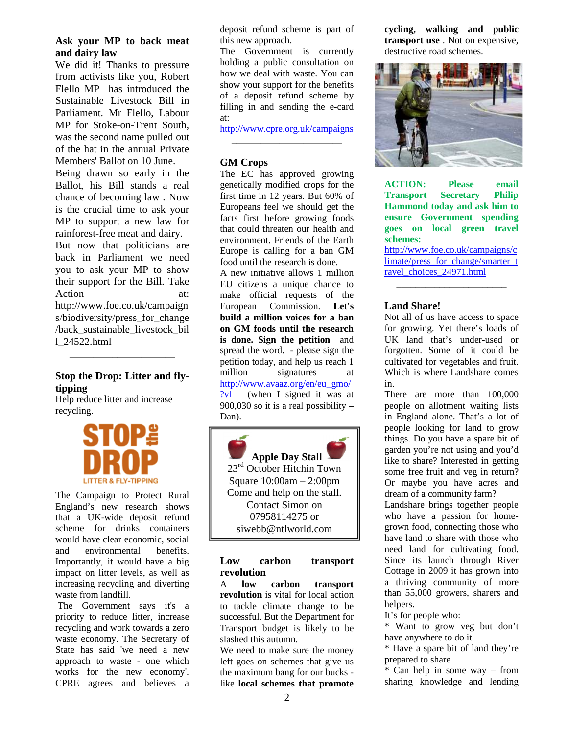### Ask your MP to back meat and dairy law

We did it! Thanks to pressure from activists like you, Robert Flello MP has introduced the Sustainable Livestock Bill in Parliament. Mr Flello, Labour MP for Stoke-on-Trent South, was the second name pulled out of the hat in the annual Private Members' Ballot on 10 June.

Being drawn so early in the Ballot, his Bill stands a real chance of becoming law . Now is the crucial time to ask your MP to support a new law for rainforest-free meat and dairy.

But now that politicians are back in Parliament we need you to ask your MP to show their support for the Bill. Take Action at: http://www.foe.co.uk/campaigns/biodiversity/press_for_change/back_sustainable_livestock_bill_24522.html

---

### Stop the Drop: Litter and fly-tipping

Help reduce litter and increase recycling.

STOP the DROP
LITTER & FLY-TIPPING

The Campaign to Protect Rural England's new research shows that a UK-wide deposit refund scheme for drinks containers would have clear economic, social and environmental benefits. Importantly, it would have a big impact on litter levels, as well as increasing recycling and diverting waste from landfill.

The Government says it's a priority to reduce litter, increase recycling and work towards a zero waste economy. The Secretary of State has said 'we need a new approach to waste - one which works for the new economy'. CPRE agrees and believes a deposit refund scheme is part of this new approach.

The Government is currently holding a public consultation on how we deal with waste. You can show your support for the benefits of a deposit refund scheme by filling in and sending the e-card at:

http://www.cpre.org.uk/campaigns

---

### GM Crops

The EC has approved growing genetically modified crops for the first time in 12 years. But 60% of Europeans feel we should get the facts first before growing foods that could threaten our health and environment. Friends of the Earth Europe is calling for a ban GM food until the research is done.

A new initiative allows 1 million EU citizens a unique chance to make official requests of the European Commission. **Let's build a million voices for a ban on GM foods until the research is done. Sign the petition** and spread the word. - please sign the petition today, and help us reach 1 million signatures at http://www.avaaz.org/en/eu_gmo/?vl (when I signed it was at 900,030 so it is a real possibility – Dan).

> **Apple Day Stall**
> 23rd October Hitchin Town Square 10:00am – 2:00pm
> Come and help on the stall.
> Contact Simon on 07958114275 or siwebb@ntlworld.com

### Low carbon transport revolution

A **low carbon transport revolution** is vital for local action to tackle climate change to be successful. But the Department for Transport budget is likely to be slashed this autumn.

We need to make sure the money left goes on schemes that give us the maximum bang for our bucks - like **local schemes that promote cycling, walking and public transport use** . Not on expensive, destructive road schemes.

**ACTION: Please email Transport Secretary Philip Hammond today and ask him to ensure Government spending goes on local green travel schemes:**
http://www.foe.co.uk/campaigns/climate/press_for_change/smarter_travel_choices_24971.html

---

### Land Share!

Not all of us have access to space for growing. Yet there's loads of UK land that's under-used or forgotten. Some of it could be cultivated for vegetables and fruit. Which is where Landshare comes in.

There are more than 100,000 people on allotment waiting lists in England alone. That's a lot of people looking for land to grow things. Do you have a spare bit of garden you're not using and you'd like to share? Interested in getting some free fruit and veg in return? Or maybe you have acres and dream of a community farm?

Landshare brings together people who have a passion for home-grown food, connecting those who have land to share with those who need land for cultivating food. Since its launch through River Cottage in 2009 it has grown into a thriving community of more than 55,000 growers, sharers and helpers.

It's for people who:

* Want to grow veg but don't have anywhere to do it
* Have a spare bit of land they're prepared to share
* Can help in some way – from sharing knowledge and lending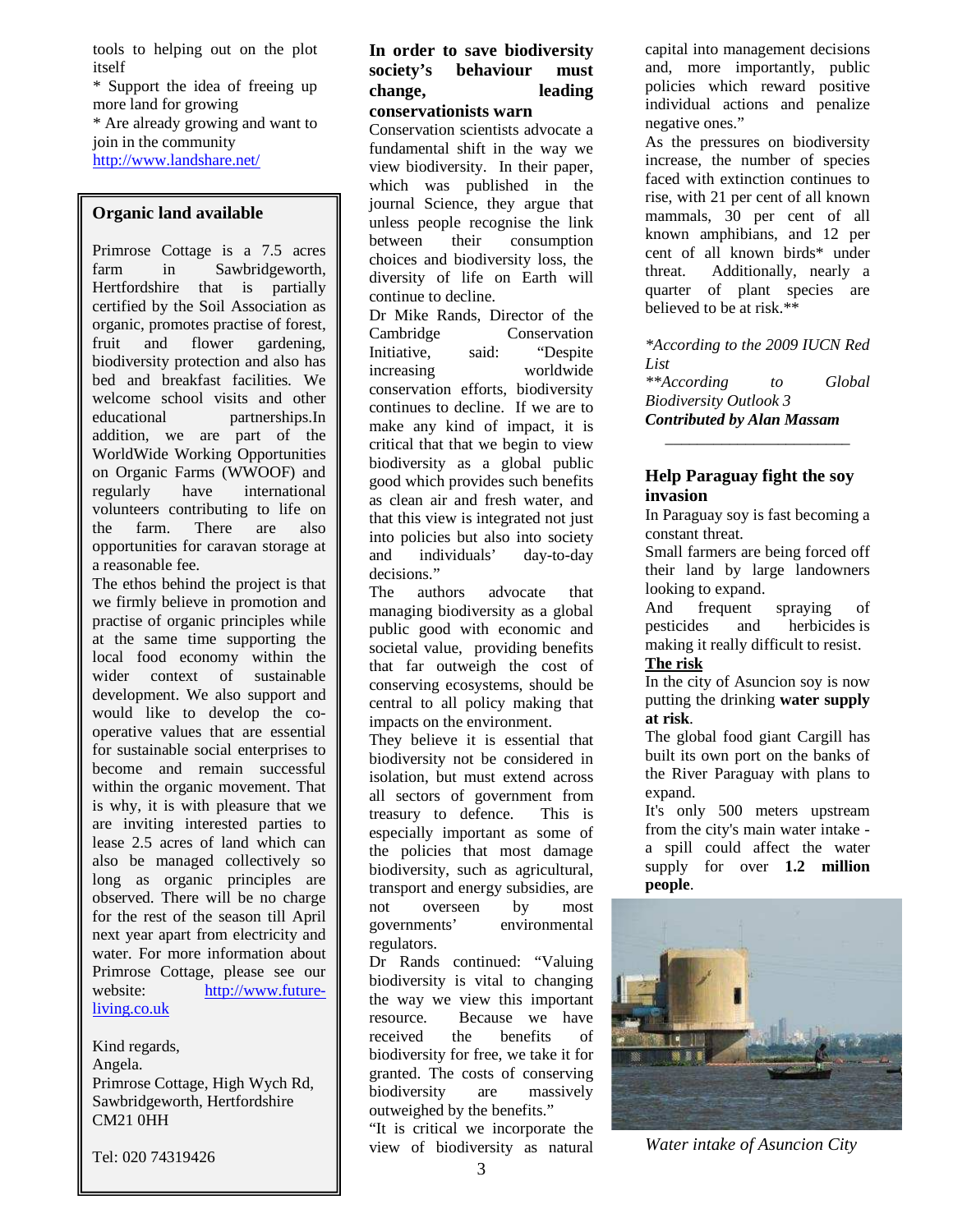tools to helping out on the plot itself

* Support the idea of freeing up more land for growing

* Are already growing and want to join in the community

http://www.landshare.net/

## Organic land available

Primrose Cottage is a 7.5 acres farm in Sawbridgeworth, Hertfordshire that is partially certified by the Soil Association as organic, promotes practise of forest, fruit and flower gardening, biodiversity protection and also has bed and breakfast facilities. We welcome school visits and other educational partnerships.In addition, we are part of the WorldWide Working Opportunities on Organic Farms (WWOOF) and regularly have international volunteers contributing to life on the farm. There are also opportunities for caravan storage at a reasonable fee.

The ethos behind the project is that we firmly believe in promotion and practise of organic principles while at the same time supporting the local food economy within the wider context of sustainable development. We also support and would like to develop the co-operative values that are essential for sustainable social enterprises to become and remain successful within the organic movement. That is why, it is with pleasure that we are inviting interested parties to lease 2.5 acres of land which can also be managed collectively so long as organic principles are observed. There will be no charge for the rest of the season till April next year apart from electricity and water. For more information about Primrose Cottage, please see our website: http://www.future-living.co.uk

Kind regards,
Angela.
Primrose Cottage, High Wych Rd, Sawbridgeworth, Hertfordshire
CM21 0HH

Tel: 020 74319426

## In order to save biodiversity society's behaviour must change, leading conservationists warn

Conservation scientists advocate a fundamental shift in the way we view biodiversity. In their paper, which was published in the journal Science, they argue that unless people recognise the link between their consumption choices and biodiversity loss, the diversity of life on Earth will continue to decline.

Dr Mike Rands, Director of the Cambridge Conservation Initiative, said: "Despite increasing worldwide conservation efforts, biodiversity continues to decline. If we are to make any kind of impact, it is critical that we begin to view biodiversity as a global public good which provides such benefits as clean air and fresh water, and that this view is integrated not just into policies but also into society and individuals' day-to-day decisions."

The authors advocate that managing biodiversity as a global public good with economic and societal value, providing benefits that far outweigh the cost of conserving ecosystems, should be central to all policy making that impacts on the environment.

They believe it is essential that biodiversity not be considered in isolation, but must extend across all sectors of government from treasury to defence. This is especially important as some of the policies that most damage biodiversity, such as agricultural, transport and energy subsidies, are not overseen by most governments' environmental regulators.

Dr Rands continued: "Valuing biodiversity is vital to changing the way we view this important resource. Because we have received the benefits of biodiversity for free, we take it for granted. The costs of conserving biodiversity are massively outweighed by the benefits."

"It is critical we incorporate the view of biodiversity as natural capital into management decisions and, more importantly, public policies which reward positive individual actions and penalize negative ones."

As the pressures on biodiversity increase, the number of species faced with extinction continues to rise, with 21 per cent of all known mammals, 30 per cent of all known amphibians, and 12 per cent of all known birds* under threat. Additionally, nearly a quarter of plant species are believed to be at risk.**

*\*According to the 2009 IUCN Red List*
*\*\*According to Global Biodiversity Outlook 3*
***Contributed by Alan Massam***

---

## Help Paraguay fight the soy invasion

In Paraguay soy is fast becoming a constant threat.

Small farmers are being forced off their land by large landowners looking to expand.

And frequent spraying of pesticides and herbicides is making it really difficult to resist.

**The risk**

In the city of Asuncion soy is now putting the drinking **water supply at risk**.

The global food giant Cargill has built its own port on the banks of the River Paraguay with plans to expand.

It's only 500 meters upstream from the city's main water intake - a spill could affect the water supply for over **1.2 million people**.

*Water intake of Asuncion City*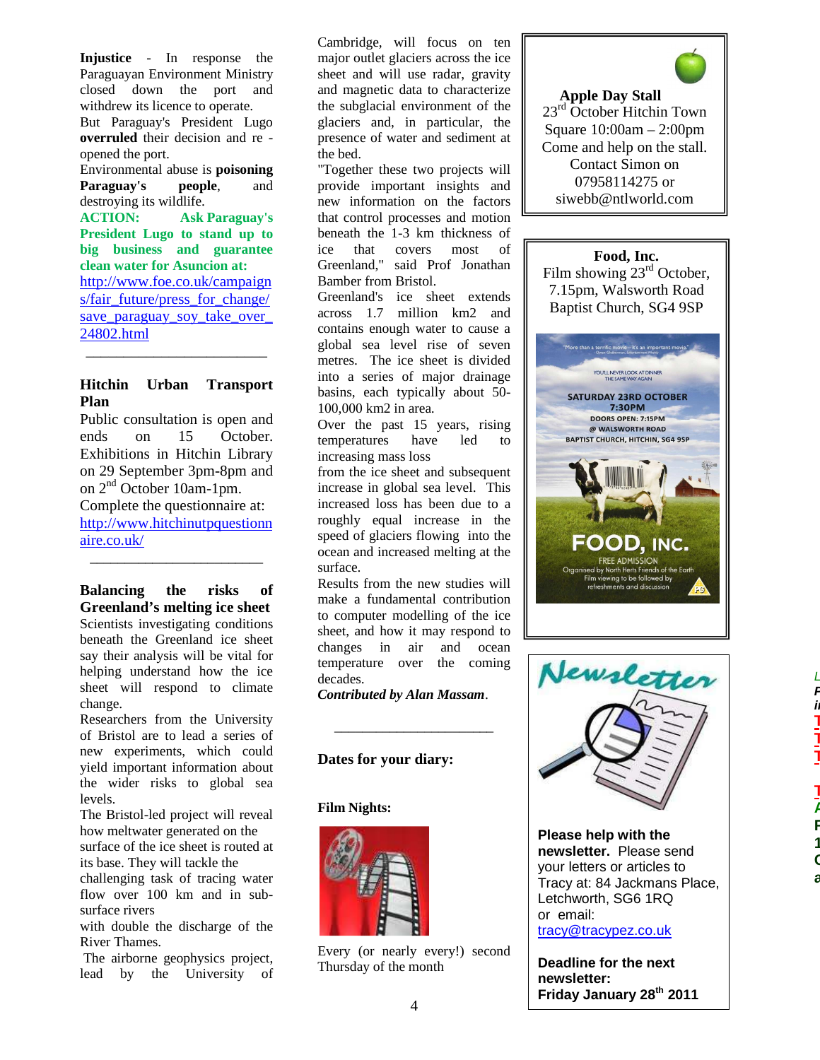**Injustice** - In response the Paraguayan Environment Ministry closed down the port and withdrew its licence to operate.
But Paraguay's President Lugo **overruled** their decision and re - opened the port.
Environmental abuse is **poisoning Paraguay's people**, and destroying its wildlife.
**ACTION: Ask Paraguay's President Lugo to stand up to big business and guarantee clean water for Asuncion at:**
http://www.foe.co.uk/campaigns/fair_future/press_for_change/save_paraguay_soy_take_over_24802.html

---

## Hitchin Urban Transport Plan

Public consultation is open and ends on 15 October. Exhibitions in Hitchin Library on 29 September 3pm-8pm and on 2nd October 10am-1pm.
Complete the questionnaire at:
http://www.hitchinutpquestionnaire.co.uk/

---

## Balancing the risks of Greenland's melting ice sheet

Scientists investigating conditions beneath the Greenland ice sheet say their analysis will be vital for helping understand how the ice sheet will respond to climate change.
Researchers from the University of Bristol are to lead a series of new experiments, which could yield important information about the wider risks to global sea levels.
The Bristol-led project will reveal how meltwater generated on the surface of the ice sheet is routed at its base. They will tackle the challenging task of tracing water flow over 100 km and in sub-surface rivers with double the discharge of the River Thames.
The airborne geophysics project, lead by the University of Cambridge, will focus on ten major outlet glaciers across the ice sheet and will use radar, gravity and magnetic data to characterize the subglacial environment of the glaciers and, in particular, the presence of water and sediment at the bed.
"Together these two projects will provide important insights and new information on the factors that control processes and motion beneath the 1-3 km thickness of ice that covers most of Greenland," said Prof Jonathan Bamber from Bristol.
Greenland's ice sheet extends across 1.7 million km2 and contains enough water to cause a global sea level rise of seven metres. The ice sheet is divided into a series of major drainage basins, each typically about 50-100,000 km2 in area.
Over the past 15 years, rising temperatures have led to increasing mass loss from the ice sheet and subsequent increase in global sea level. This increased loss has been due to a roughly equal increase in the speed of glaciers flowing into the ocean and increased melting at the surface.
Results from the new studies will make a fundamental contribution to computer modelling of the ice sheet, and how it may respond to changes in air and ocean temperature over the coming decades.
***Contributed by Alan Massam***.

---

## Dates for your diary:

**Film Nights:**

Every (or nearly every!) second Thursday of the month

---

**Apple Day Stall**
23rd October Hitchin Town Square 10:00am – 2:00pm
Come and help on the stall.
Contact Simon on 07958114275 or siwebb@ntlworld.com

---

**Food, Inc.**
Film showing 23rd October, 7.15pm, Walsworth Road Baptist Church, SG4 9SP

"More than a terrific movie – it's an important movie."
YOU'LL NEVER LOOK AT DINNER THE SAME WAY AGAIN
SATURDAY 23RD OCTOBER 7:30PM
DOORS OPEN: 7:15PM
@ WALSWORTH ROAD BAPTIST CHURCH, HITCHIN, SG4 9SP
FOOD, INC.
FREE ADMISSION
Organised by North Herts Friends of the Earth
Film viewing to be followed by refreshments and discussion

---

**Newsletter**

**Please help with the newsletter.** Please send your letters or articles to Tracy at: 84 Jackmans Place, Letchworth, SG6 1RQ
or email: tracy@tracypez.co.uk

**Deadline for the next newsletter:**
**Friday January 28th 2011**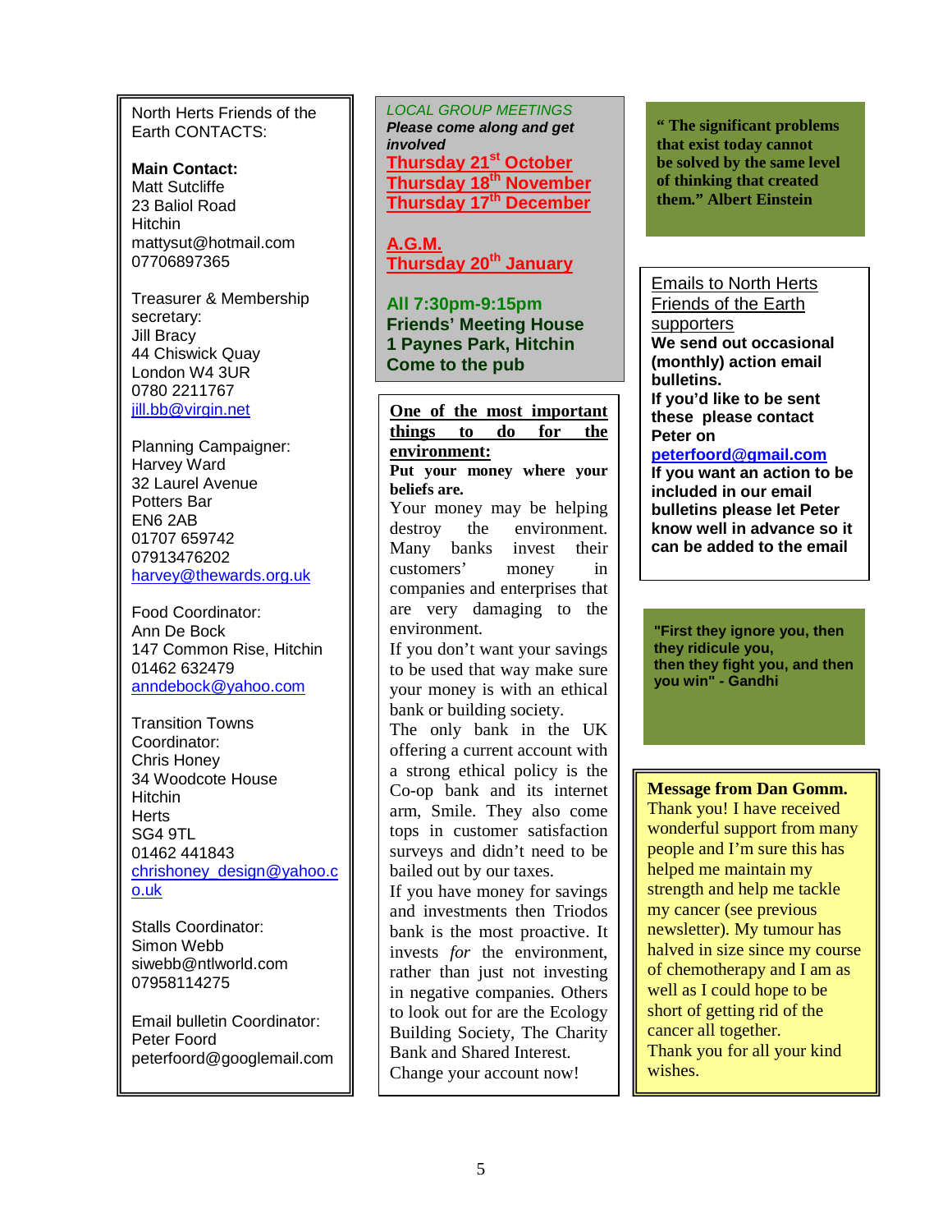North Herts Friends of the Earth CONTACTS:

**Main Contact:**
Matt Sutcliffe
23 Baliol Road
Hitchin
mattysut@hotmail.com
07706897365

Treasurer & Membership secretary:
Jill Bracy
44 Chiswick Quay
London W4 3UR
0780 2211767
jill.bb@virgin.net

Planning Campaigner:
Harvey Ward
32 Laurel Avenue
Potters Bar
EN6 2AB
01707 659742
07913476202
harvey@thewards.org.uk

Food Coordinator:
Ann De Bock
147 Common Rise, Hitchin
01462 632479
anndebock@yahoo.com

Transition Towns Coordinator:
Chris Honey
34 Woodcote House
Hitchin
Herts
SG4 9TL
01462 441843
chrishoney_design@yahoo.co.uk

Stalls Coordinator:
Simon Webb
siwebb@ntlworld.com
07958114275

Email bulletin Coordinator:
Peter Foord
peterfoord@googlemail.com

*LOCAL GROUP MEETINGS*
***Please come along and get involved***
**Thursday 21st October**
**Thursday 18th November**
**Thursday 17th December**

**A.G.M.**
**Thursday 20th January**

**All 7:30pm-9:15pm**
**Friends' Meeting House**
**1 Paynes Park, Hitchin**
**Come to the pub**

**One of the most important things to do for the environment:**

**Put your money where your beliefs are.**

Your money may be helping destroy the environment. Many banks invest their customers' money in companies and enterprises that are very damaging to the environment.

If you don't want your savings to be used that way make sure your money is with an ethical bank or building society.

The only bank in the UK offering a current account with a strong ethical policy is the Co-op bank and its internet arm, Smile. They also come tops in customer satisfaction surveys and didn't need to be bailed out by our taxes.

If you have money for savings and investments then Triodos bank is the most proactive. It invests *for* the environment, rather than just not investing in negative companies. Others to look out for are the Ecology Building Society, The Charity Bank and Shared Interest.

Change your account now!

**" The significant problems that exist today cannot be solved by the same level of thinking that created them." Albert Einstein**

Emails to North Herts Friends of the Earth supporters

**We send out occasional (monthly) action email bulletins.**
**If you'd like to be sent these please contact Peter on**
**peterfoord@gmail.com**
**If you want an action to be included in our email bulletins please let Peter know well in advance so it can be added to the email**

**"First they ignore you, then they ridicule you, then they fight you, and then you win" - Gandhi**

**Message from Dan Gomm.**
Thank you! I have received wonderful support from many people and I'm sure this has helped me maintain my strength and help me tackle my cancer (see previous newsletter). My tumour has halved in size since my course of chemotherapy and I am as well as I could hope to be short of getting rid of the cancer all together.
Thank you for all your kind wishes.